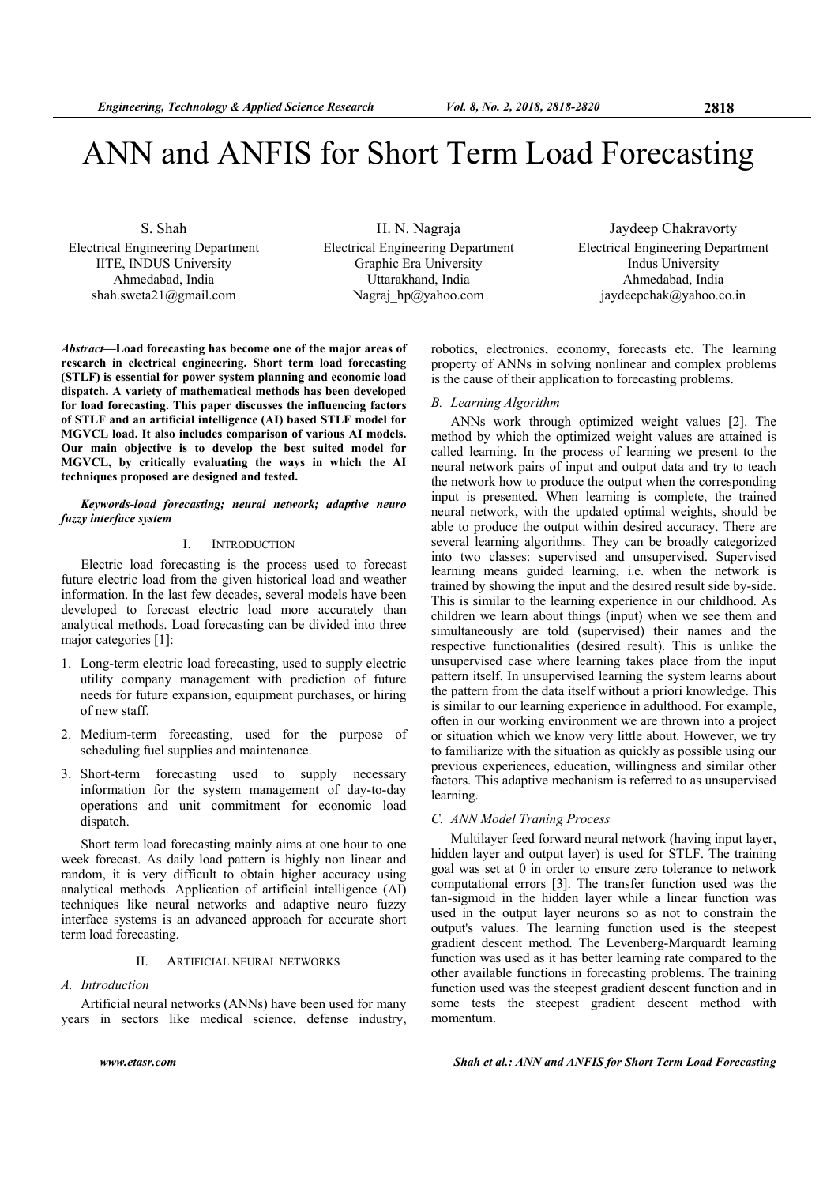# ANN and ANFIS for Short Term Load Forecasting

S. Shah
Electrical Engineering Department
IITE, INDUS University
Ahmedabad, India
shah.sweta21@gmail.com

H. N. Nagraja
Electrical Engineering Department
Graphic Era University
Uttarakhand, India
Nagraj_hp@yahoo.com

Jaydeep Chakravorty
Electrical Engineering Department
Indus University
Ahmedabad, India
jaydeepchak@yahoo.co.in

***Abstract*—Load forecasting has become one of the major areas of research in electrical engineering. Short term load forecasting (STLF) is essential for power system planning and economic load dispatch. A variety of mathematical methods has been developed for load forecasting. This paper discusses the influencing factors of STLF and an artificial intelligence (AI) based STLF model for MGVCL load. It also includes comparison of various AI models. Our main objective is to develop the best suited model for MGVCL, by critically evaluating the ways in which the AI techniques proposed are designed and tested.**

***Keywords-load forecasting; neural network; adaptive neuro fuzzy interface system***

## I. Introduction

Electric load forecasting is the process used to forecast future electric load from the given historical load and weather information. In the last few decades, several models have been developed to forecast electric load more accurately than analytical methods. Load forecasting can be divided into three major categories [1]:

1. Long-term electric load forecasting, used to supply electric utility company management with prediction of future needs for future expansion, equipment purchases, or hiring of new staff.
2. Medium-term forecasting, used for the purpose of scheduling fuel supplies and maintenance.
3. Short-term forecasting used to supply necessary information for the system management of day-to-day operations and unit commitment for economic load dispatch.

Short term load forecasting mainly aims at one hour to one week forecast. As daily load pattern is highly non linear and random, it is very difficult to obtain higher accuracy using analytical methods. Application of artificial intelligence (AI) techniques like neural networks and adaptive neuro fuzzy interface systems is an advanced approach for accurate short term load forecasting.

## II. Artificial Neural Networks

### *A. Introduction*

Artificial neural networks (ANNs) have been used for many years in sectors like medical science, defense industry, robotics, electronics, economy, forecasts etc. The learning property of ANNs in solving nonlinear and complex problems is the cause of their application to forecasting problems.

### *B. Learning Algorithm*

ANNs work through optimized weight values [2]. The method by which the optimized weight values are attained is called learning. In the process of learning we present to the neural network pairs of input and output data and try to teach the network how to produce the output when the corresponding input is presented. When learning is complete, the trained neural network, with the updated optimal weights, should be able to produce the output within desired accuracy. There are several learning algorithms. They can be broadly categorized into two classes: supervised and unsupervised. Supervised learning means guided learning, i.e. when the network is trained by showing the input and the desired result side by-side. This is similar to the learning experience in our childhood. As children we learn about things (input) when we see them and simultaneously are told (supervised) their names and the respective functionalities (desired result). This is unlike the unsupervised case where learning takes place from the input pattern itself. In unsupervised learning the system learns about the pattern from the data itself without a priori knowledge. This is similar to our learning experience in adulthood. For example, often in our working environment we are thrown into a project or situation which we know very little about. However, we try to familiarize with the situation as quickly as possible using our previous experiences, education, willingness and similar other factors. This adaptive mechanism is referred to as unsupervised learning.

### *C. ANN Model Traning Process*

Multilayer feed forward neural network (having input layer, hidden layer and output layer) is used for STLF. The training goal was set at 0 in order to ensure zero tolerance to network computational errors [3]. The transfer function used was the tan-sigmoid in the hidden layer while a linear function was used in the output layer neurons so as not to constrain the output's values. The learning function used is the steepest gradient descent method. The Levenberg-Marquardt learning function was used as it has better learning rate compared to the other available functions in forecasting problems. The training function used was the steepest gradient descent function and in some tests the steepest gradient descent method with momentum.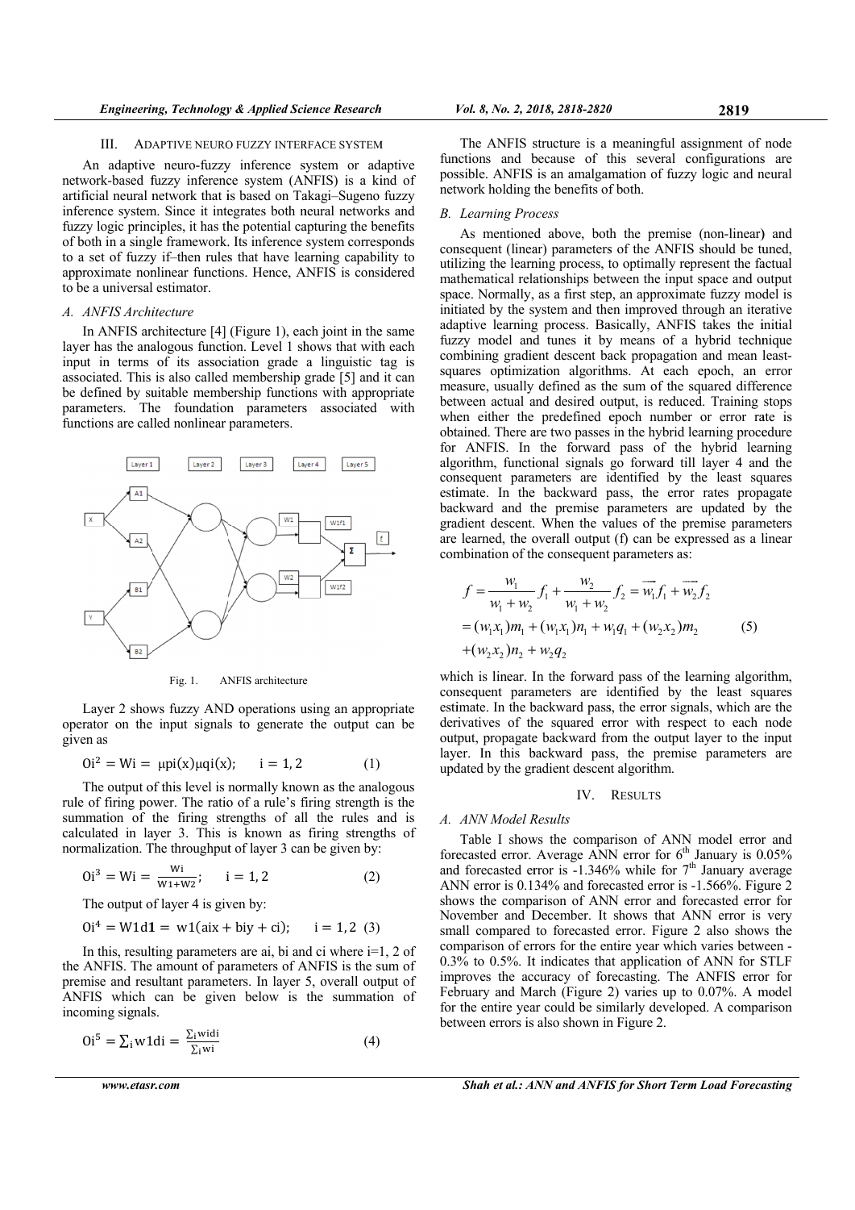## III. ADAPTIVE NEURO FUZZY INTERFACE SYSTEM

An adaptive neuro-fuzzy inference system or adaptive network-based fuzzy inference system (ANFIS) is a kind of artificial neural network that is based on Takagi–Sugeno fuzzy inference system. Since it integrates both neural networks and fuzzy logic principles, it has the potential capturing the benefits of both in a single framework. Its inference system corresponds to a set of fuzzy if–then rules that have learning capability to approximate nonlinear functions. Hence, ANFIS is considered to be a universal estimator.

### *A. ANFIS Architecture*

In ANFIS architecture [4] (Figure 1), each joint in the same layer has the analogous function. Level 1 shows that with each input in terms of its association grade a linguistic tag is associated. This is also called membership grade [5] and it can be defined by suitable membership functions with appropriate parameters. The foundation parameters associated with functions are called nonlinear parameters.

Fig. 1. ANFIS architecture

Layer 2 shows fuzzy AND operations using an appropriate operator on the input signals to generate the output can be given as

$$O_i^2 = W_i = \mu p_i(x)\mu q_i(x); \quad i = 1, 2 \quad (1)$$

The output of this level is normally known as the analogous rule of firing power. The ratio of a rule's firing strength is the summation of the firing strengths of all the rules and is calculated in layer 3. This is known as firing strengths of normalization. The throughput of layer 3 can be given by:

$$O_i^3 = W_i = \frac{W_i}{W_1 + W_2}; \quad i = 1, 2 \quad (2)$$

The output of layer 4 is given by:

$$O_i^4 = W1d\mathbf{1} = w1(a_ix + b_iy + c_i); \quad i = 1, 2 \ (3)$$

In this, resulting parameters are ai, bi and ci where i=1, 2 of the ANFIS. The amount of parameters of ANFIS is the sum of premise and resultant parameters. In layer 5, overall output of ANFIS which can be given below is the summation of incoming signals.

$$O_i^5 = \sum_i w1d_i = \frac{\sum_i w_i d_i}{\sum_i w_i} \quad (4)$$

The ANFIS structure is a meaningful assignment of node functions and because of this several configurations are possible. ANFIS is an amalgamation of fuzzy logic and neural network holding the benefits of both.

### *B. Learning Process*

As mentioned above, both the premise (non-linear) and consequent (linear) parameters of the ANFIS should be tuned, utilizing the learning process, to optimally represent the factual mathematical relationships between the input space and output space. Normally, as a first step, an approximate fuzzy model is initiated by the system and then improved through an iterative adaptive learning process. Basically, ANFIS takes the initial fuzzy model and tunes it by means of a hybrid technique combining gradient descent back propagation and mean least-squares optimization algorithms. At each epoch, an error measure, usually defined as the sum of the squared difference between actual and desired output, is reduced. Training stops when either the predefined epoch number or error rate is obtained. There are two passes in the hybrid learning procedure for ANFIS. In the forward pass of the hybrid learning algorithm, functional signals go forward till layer 4 and the consequent parameters are identified by the least squares estimate. In the backward pass, the error rates propagate backward and the premise parameters are updated by the gradient descent. When the values of the premise parameters are learned, the overall output (f) can be expressed as a linear combination of the consequent parameters as:

$$\begin{aligned} f &= \frac{w_1}{w_1 + w_2} f_1 + \frac{w_2}{w_1 + w_2} f_2 = \overline{w_1} f_1 + \overline{w_2} f_2 \\ &= (w_1 x_1) m_1 + (w_1 x_1) n_1 + w_1 q_1 + (w_2 x_2) m_2 \\ &+ (w_2 x_2) n_2 + w_2 q_2 \end{aligned} \quad (5)$$

which is linear. In the forward pass of the learning algorithm, consequent parameters are identified by the least squares estimate. In the backward pass, the error signals, which are the derivatives of the squared error with respect to each node output, propagate backward from the output layer to the input layer. In this backward pass, the premise parameters are updated by the gradient descent algorithm.

## IV. RESULTS

### *A. ANN Model Results*

Table I shows the comparison of ANN model error and forecasted error. Average ANN error for 6th January is 0.05% and forecasted error is -1.346% while for 7th January average ANN error is 0.134% and forecasted error is -1.566%. Figure 2 shows the comparison of ANN error and forecasted error for November and December. It shows that ANN error is very small compared to forecasted error. Figure 2 also shows the comparison of errors for the entire year which varies between -0.3% to 0.5%. It indicates that application of ANN for STLF improves the accuracy of forecasting. The ANFIS error for February and March (Figure 2) varies up to 0.07%. A model for the entire year could be similarly developed. A comparison between errors is also shown in Figure 2.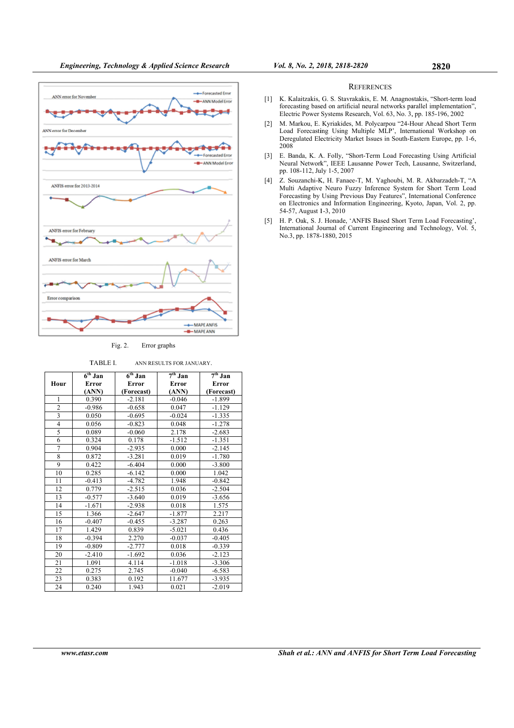ANN error for November

Forecasted Error

ANN Model Error

ANN error for December

Forecasted Error

ANN Model Error

ANFIS error for 2013-2014

ANFIS error for February

ANFIS error for March

Error comparison

MAPE ANFIS

MAPE ANN

Fig. 2. Error graphs

TABLE I. ANN RESULTS FOR JANUARY.

| Hour | 6th Jan Error (ANN) | 6th Jan Error (Forecast) | 7th Jan Error (ANN) | 7th Jan Error (Forecast) |
|---|---|---|---|---|
| 1 | 0.390 | -2.181 | -0.046 | -1.899 |
| 2 | -0.986 | -0.658 | 0.047 | -1.129 |
| 3 | 0.050 | -0.695 | -0.024 | -1.335 |
| 4 | 0.056 | -0.823 | 0.048 | -1.278 |
| 5 | 0.089 | -0.060 | 2.178 | -2.683 |
| 6 | 0.324 | 0.178 | -1.512 | -1.351 |
| 7 | 0.904 | -2.935 | 0.000 | -2.145 |
| 8 | 0.872 | -3.281 | 0.019 | -1.780 |
| 9 | 0.422 | -6.404 | 0.000 | -3.800 |
| 10 | 0.285 | -6.142 | 0.000 | 1.042 |
| 11 | -0.413 | -4.782 | 1.948 | -0.842 |
| 12 | 0.779 | -2.515 | 0.036 | -2.504 |
| 13 | -0.577 | -3.640 | 0.019 | -3.656 |
| 14 | -1.671 | -2.938 | 0.018 | 1.575 |
| 15 | 1.366 | -2.647 | -1.877 | 2.217 |
| 16 | -0.407 | -0.455 | -3.287 | 0.263 |
| 17 | 1.429 | 0.839 | -5.021 | 0.436 |
| 18 | -0.394 | 2.270 | -0.037 | -0.405 |
| 19 | -0.809 | -2.777 | 0.018 | -0.339 |
| 20 | -2.410 | -1.692 | 0.036 | -2.123 |
| 21 | 1.091 | 4.114 | -1.018 | -3.306 |
| 22 | 0.275 | 2.745 | -0.040 | -6.583 |
| 23 | 0.383 | 0.192 | 11.677 | -3.935 |
| 24 | 0.240 | 1.943 | 0.021 | -2.019 |

## REFERENCES

[1] K. Kalaitzakis, G. S. Stavrakakis, E. M. Anagnostakis, "Short-term load forecasting based on artificial neural networks parallel implementation", Electric Power Systems Research, Vol. 63, No. 3, pp. 185-196, 2002

[2] M. Markou, E. Kyriakides, M. Polycarpou "24-Hour Ahead Short Term Load Forecasting Using Multiple MLP", International Workshop on Deregulated Electricity Market Issues in South-Eastern Europe, pp. 1-6, 2008

[3] E. Banda, K. A. Folly, "Short-Term Load Forecasting Using Artificial Neural Network", IEEE Lausanne Power Tech, Lausanne, Switzerland, pp. 108-112, July 1-5, 2007

[4] Z. Souzanchi-K, H. Fanaee-T, M. Yaghoubi, M. R. Akbarzadeh-T, "A Multi Adaptive Neuro Fuzzy Inference System for Short Term Load Forecasting by Using Previous Day Features", International Conference on Electronics and Information Engineering, Kyoto, Japan, Vol. 2, pp. 54-57, August 1-3, 2010

[5] H. P. Oak, S. J. Honade, 'ANFIS Based Short Term Load Forecasting', International Journal of Current Engineering and Technology, Vol. 5, No.3, pp. 1878-1880, 2015